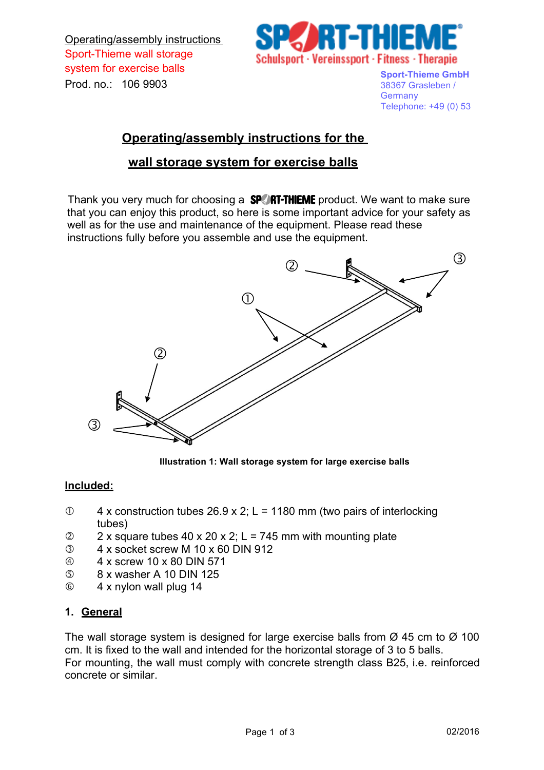Operating/assembly instructions
Sport-Thieme wall storage system for exercise balls
Prod. no.: 106 9903

SPORT-THIEME
Schulsport · Vereinssport · Fitness · Therapie

Sport-Thieme GmbH
38367 Grasleben / Germany
Telephone: +49 (0) 53

# Operating/assembly instructions for the wall storage system for exercise balls

Thank you very much for choosing a SPORT-THIEME product. We want to make sure that you can enjoy this product, so here is some important advice for your safety as well as for the use and maintenance of the equipment. Please read these instructions fully before you assemble and use the equipment.

①
②
③
②
③

**Illustration 1: Wall storage system for large exercise balls**

## Included:

- ① 4 x construction tubes 26.9 x 2; L = 1180 mm (two pairs of interlocking tubes)
- ② 2 x square tubes 40 x 20 x 2; L = 745 mm with mounting plate
- ③ 4 x socket screw M 10 x 60 DIN 912
- ④ 4 x screw 10 x 80 DIN 571
- ⑤ 8 x washer A 10 DIN 125
- ⑥ 4 x nylon wall plug 14

## 1. General

The wall storage system is designed for large exercise balls from Ø 45 cm to Ø 100 cm. It is fixed to the wall and intended for the horizontal storage of 3 to 5 balls.
For mounting, the wall must comply with concrete strength class B25, i.e. reinforced concrete or similar.

02/2016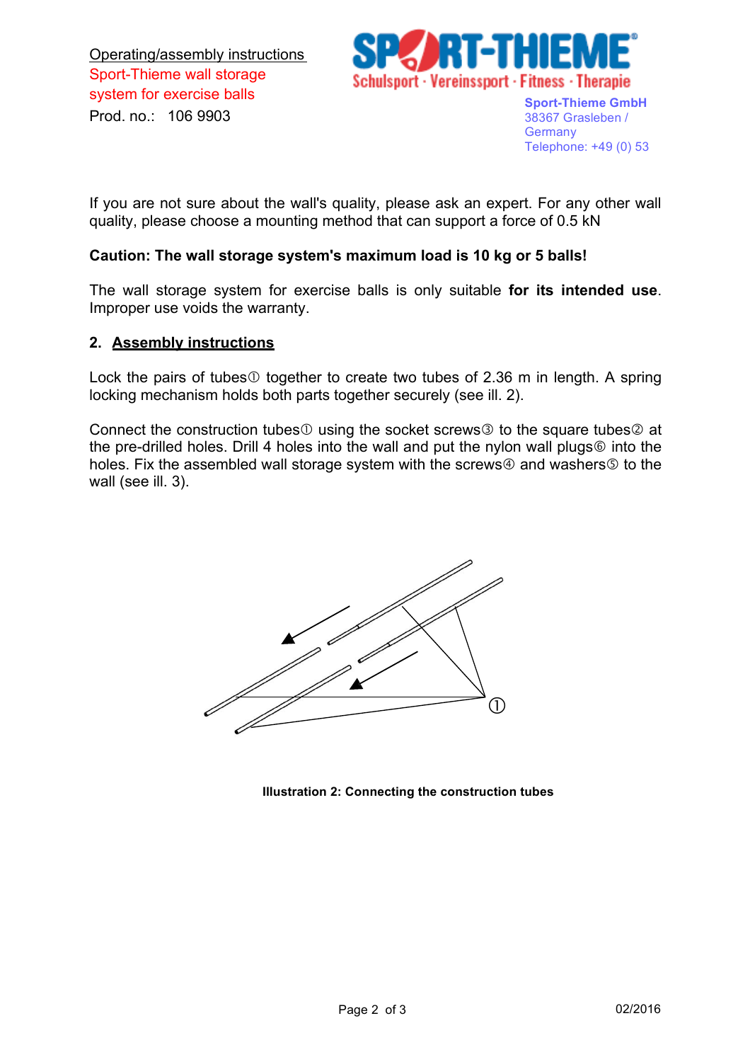Operating/assembly instructions

Sport-Thieme wall storage system for exercise balls

Prod. no.: 106 9903

SPORT-THIEME

Schulsport · Vereinssport · Fitness · Therapie

**Sport-Thieme GmbH**
38367 Grasleben /
Germany
Telephone: +49 (0) 53

If you are not sure about the wall's quality, please ask an expert. For any other wall quality, please choose a mounting method that can support a force of 0.5 kN

**Caution: The wall storage system's maximum load is 10 kg or 5 balls!**

The wall storage system for exercise balls is only suitable **for its intended use**. Improper use voids the warranty.

## 2. Assembly instructions

Lock the pairs of tubes① together to create two tubes of 2.36 m in length. A spring locking mechanism holds both parts together securely (see ill. 2).

Connect the construction tubes① using the socket screws③ to the square tubes② at the pre-drilled holes. Drill 4 holes into the wall and put the nylon wall plugs⑥ into the holes. Fix the assembled wall storage system with the screws④ and washers⑤ to the wall (see ill. 3).

①

**Illustration 2: Connecting the construction tubes**

02/2016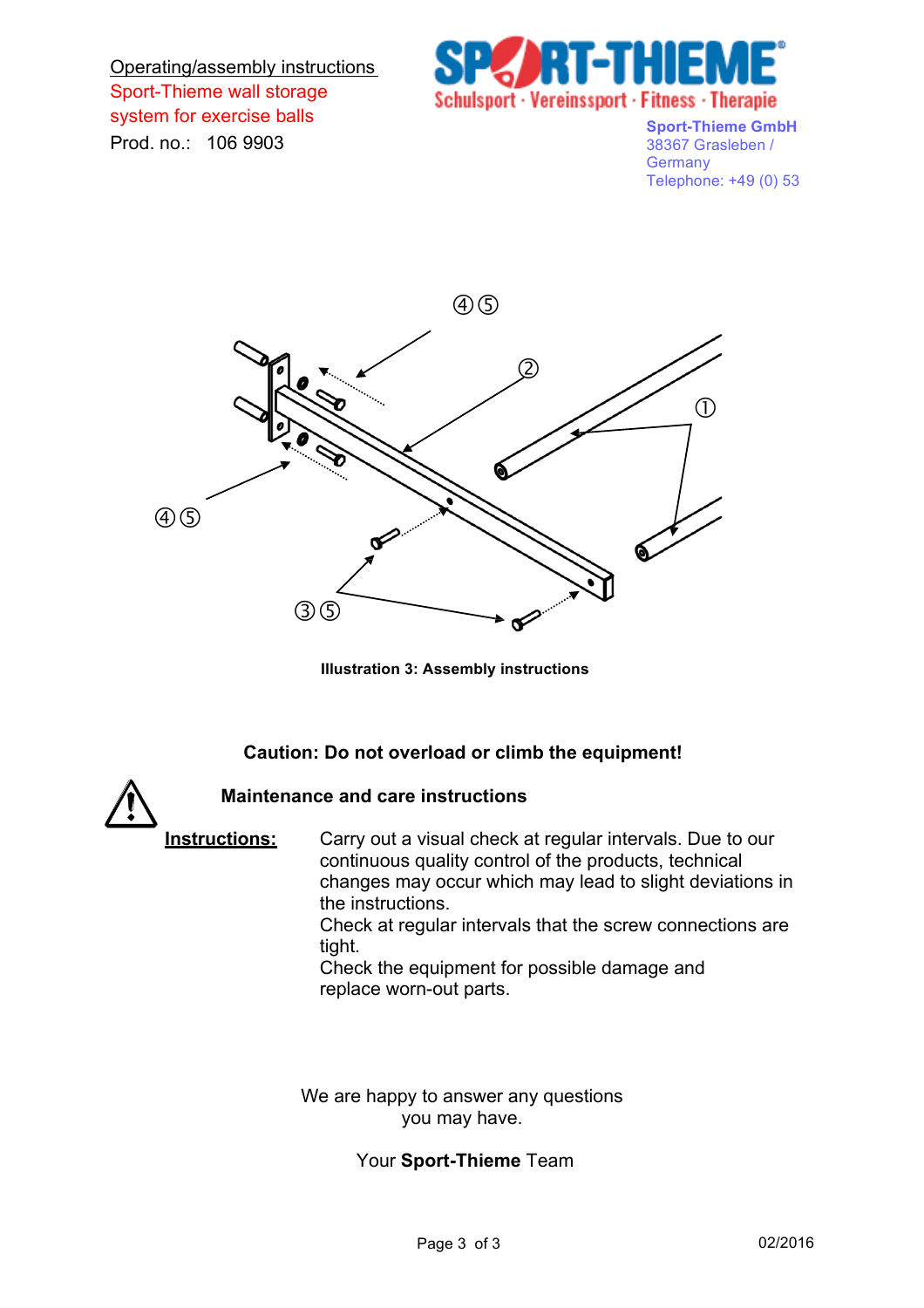Operating/assembly instructions

Sport-Thieme wall storage system for exercise balls

Prod. no.: 106 9903

**Sport-Thieme GmbH**
38367 Grasleben /
Germany
Telephone: +49 (0) 53

④⑤

②

①

④⑤

③⑤

**Illustration 3: Assembly instructions**

**Caution: Do not overload or climb the equipment!**

**Maintenance and care instructions**

**Instructions:**

Carry out a visual check at regular intervals. Due to our continuous quality control of the products, technical changes may occur which may lead to slight deviations in the instructions.
Check at regular intervals that the screw connections are tight.
Check the equipment for possible damage and replace worn-out parts.

We are happy to answer any questions you may have.

Your **Sport-Thieme** Team

02/2016